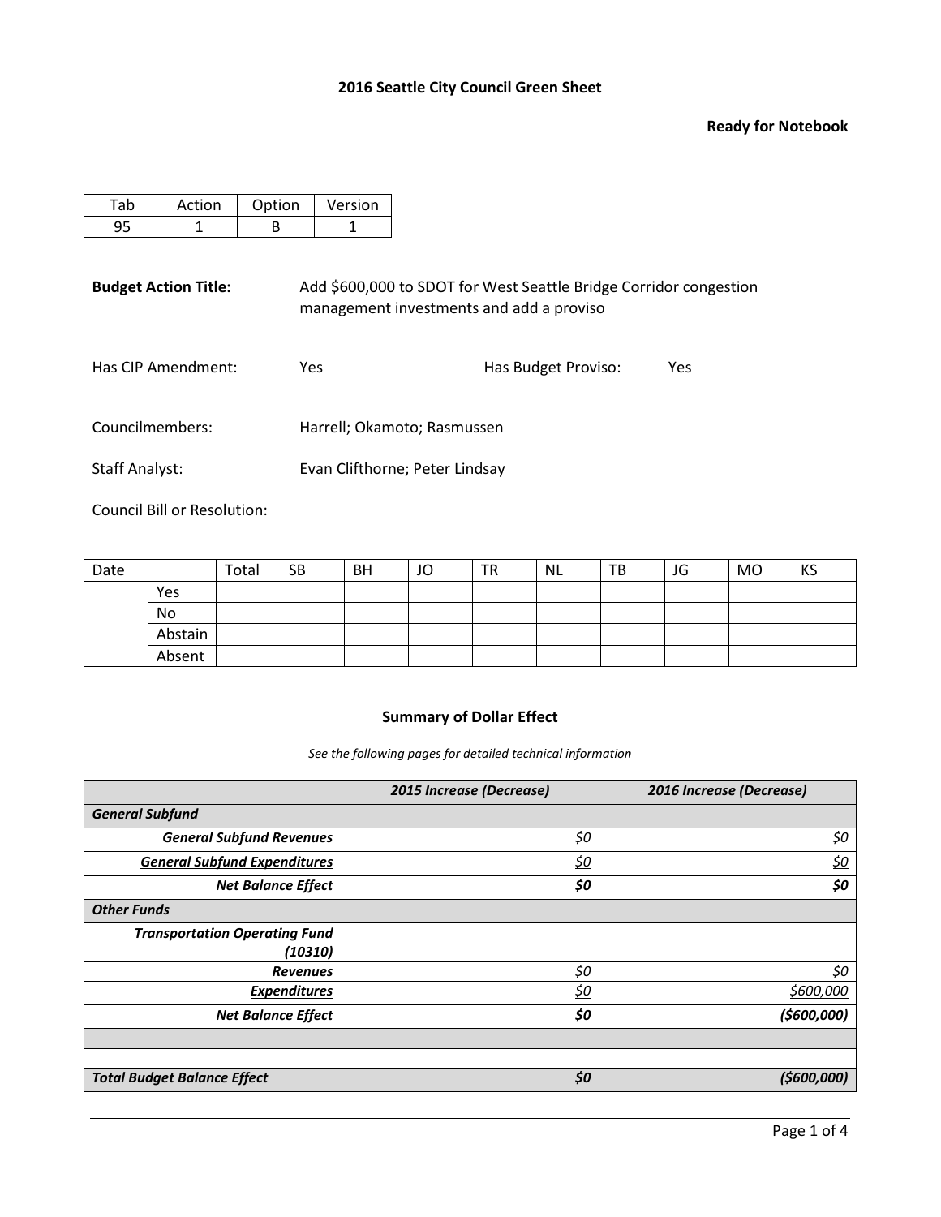# 2016 Seattle City Council Green Sheet

**Ready for Notebook**

| Tab | Action | Option | Version |
|---|---|---|---|
| 95 | 1 | B | 1 |

**Budget Action Title:** Add $600,000 to SDOT for West Seattle Bridge Corridor congestion management investments and add a proviso

Has CIP Amendment: Yes

Has Budget Proviso: Yes

Councilmembers: Harrell; Okamoto; Rasmussen

Staff Analyst: Evan Clifthorne; Peter Lindsay

Council Bill or Resolution:

| Date | | Total | SB | BH | JO | TR | NL | TB | JG | MO | KS |
|---|---|---|---|---|---|---|---|---|---|---|---|
| | Yes | | | | | | | | | | |
| | No | | | | | | | | | | |
| | Abstain | | | | | | | | | | |
| | Absent | | | | | | | | | | |

### Summary of Dollar Effect

*See the following pages for detailed technical information*

| | *2015 Increase (Decrease)* | *2016 Increase (Decrease)* |
|---|---|---|
| ***General Subfund*** | | |
| ***General Subfund Revenues*** | *$0* | *$0* |
| ***General Subfund Expenditures*** | *$0* | *$0* |
| ***Net Balance Effect*** | ***$0*** | ***$0*** |
| ***Other Funds*** | | |
| ***Transportation Operating Fund (10310)*** | | |
| ***Revenues*** | *$0* | *$0* |
| ***Expenditures*** | *$0* | *$600,000* |
| ***Net Balance Effect*** | ***$0*** | ***($600,000)*** |
| | | |
| | | |
| ***Total Budget Balance Effect*** | ***$0*** | ***($600,000)*** |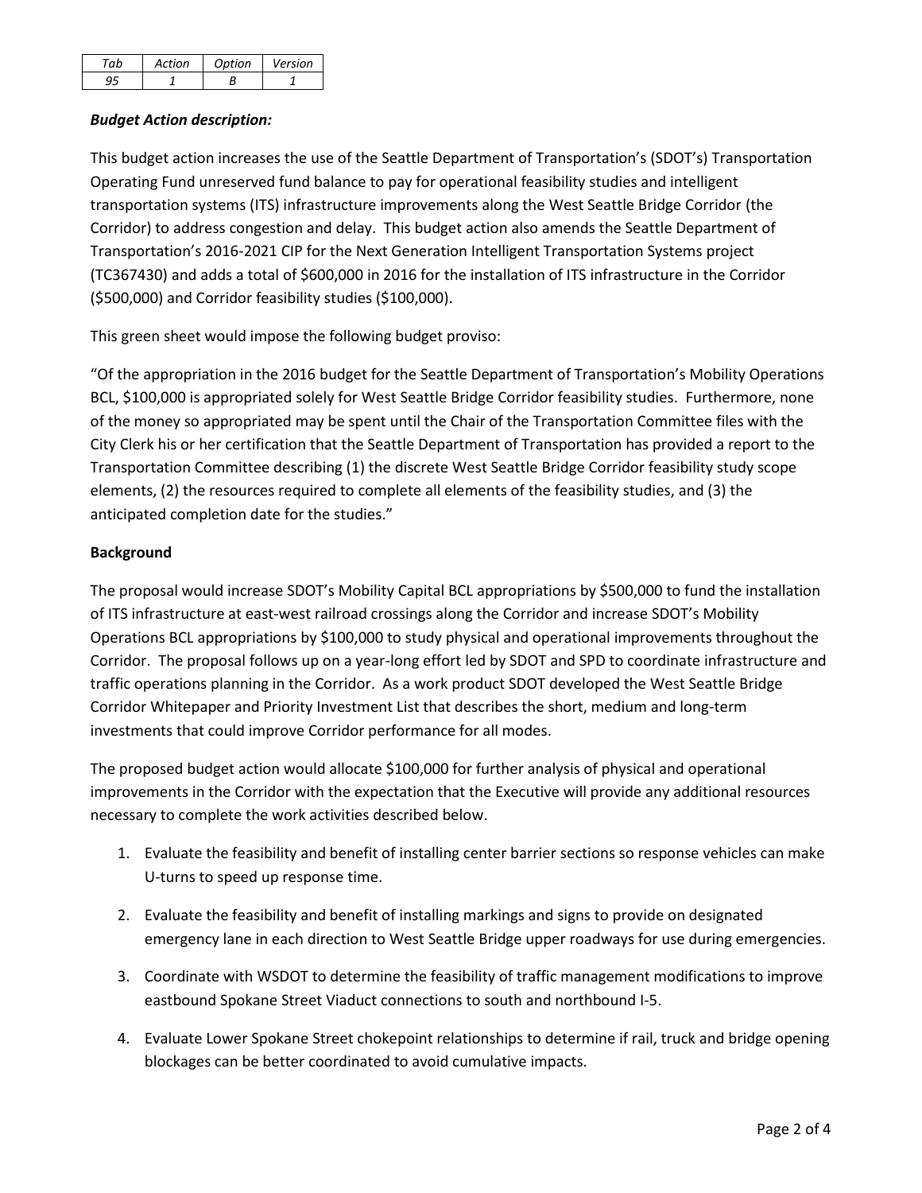| *Tab* | *Action* | *Option* | *Version* |
|---|---|---|---|
| *95* | *1* | *B* | *1* |

***Budget Action description:***

This budget action increases the use of the Seattle Department of Transportation's (SDOT's) Transportation Operating Fund unreserved fund balance to pay for operational feasibility studies and intelligent transportation systems (ITS) infrastructure improvements along the West Seattle Bridge Corridor (the Corridor) to address congestion and delay. This budget action also amends the Seattle Department of Transportation's 2016-2021 CIP for the Next Generation Intelligent Transportation Systems project (TC367430) and adds a total of $600,000 in 2016 for the installation of ITS infrastructure in the Corridor ($500,000) and Corridor feasibility studies ($100,000).

This green sheet would impose the following budget proviso:

"Of the appropriation in the 2016 budget for the Seattle Department of Transportation's Mobility Operations BCL, $100,000 is appropriated solely for West Seattle Bridge Corridor feasibility studies. Furthermore, none of the money so appropriated may be spent until the Chair of the Transportation Committee files with the City Clerk his or her certification that the Seattle Department of Transportation has provided a report to the Transportation Committee describing (1) the discrete West Seattle Bridge Corridor feasibility study scope elements, (2) the resources required to complete all elements of the feasibility studies, and (3) the anticipated completion date for the studies."

**Background**

The proposal would increase SDOT's Mobility Capital BCL appropriations by $500,000 to fund the installation of ITS infrastructure at east-west railroad crossings along the Corridor and increase SDOT's Mobility Operations BCL appropriations by $100,000 to study physical and operational improvements throughout the Corridor. The proposal follows up on a year-long effort led by SDOT and SPD to coordinate infrastructure and traffic operations planning in the Corridor. As a work product SDOT developed the West Seattle Bridge Corridor Whitepaper and Priority Investment List that describes the short, medium and long-term investments that could improve Corridor performance for all modes.

The proposed budget action would allocate $100,000 for further analysis of physical and operational improvements in the Corridor with the expectation that the Executive will provide any additional resources necessary to complete the work activities described below.

1. Evaluate the feasibility and benefit of installing center barrier sections so response vehicles can make U-turns to speed up response time.
2. Evaluate the feasibility and benefit of installing markings and signs to provide on designated emergency lane in each direction to West Seattle Bridge upper roadways for use during emergencies.
3. Coordinate with WSDOT to determine the feasibility of traffic management modifications to improve eastbound Spokane Street Viaduct connections to south and northbound I-5.
4. Evaluate Lower Spokane Street chokepoint relationships to determine if rail, truck and bridge opening blockages can be better coordinated to avoid cumulative impacts.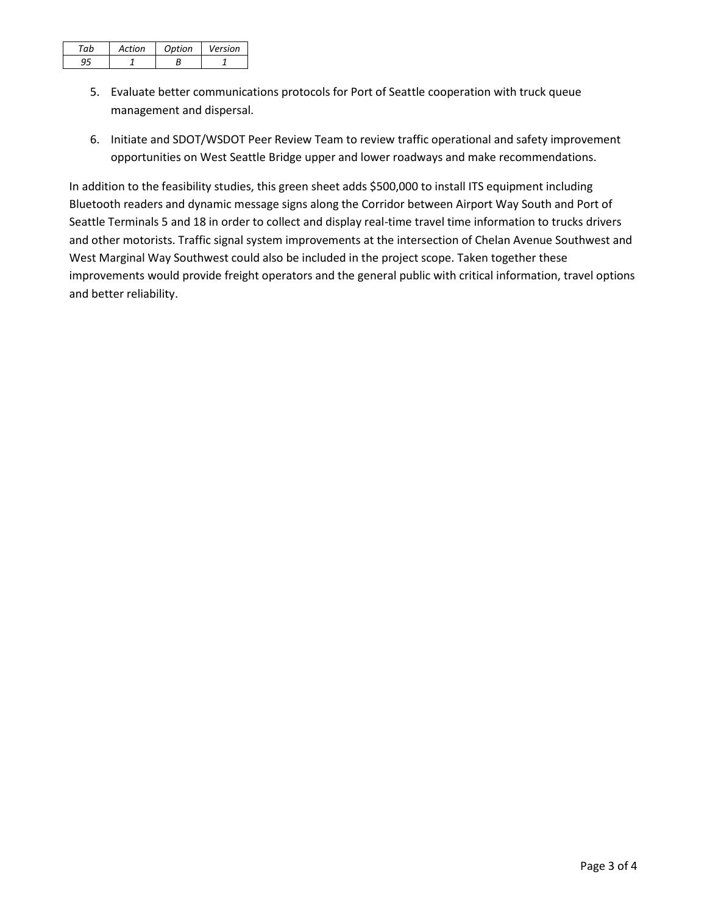| Tab | Action | Option | Version |
|---|---|---|---|
| 95 | 1 | B | 1 |

5. Evaluate better communications protocols for Port of Seattle cooperation with truck queue management and dispersal.

6. Initiate and SDOT/WSDOT Peer Review Team to review traffic operational and safety improvement opportunities on West Seattle Bridge upper and lower roadways and make recommendations.

In addition to the feasibility studies, this green sheet adds $500,000 to install ITS equipment including Bluetooth readers and dynamic message signs along the Corridor between Airport Way South and Port of Seattle Terminals 5 and 18 in order to collect and display real-time travel time information to trucks drivers and other motorists. Traffic signal system improvements at the intersection of Chelan Avenue Southwest and West Marginal Way Southwest could also be included in the project scope. Taken together these improvements would provide freight operators and the general public with critical information, travel options and better reliability.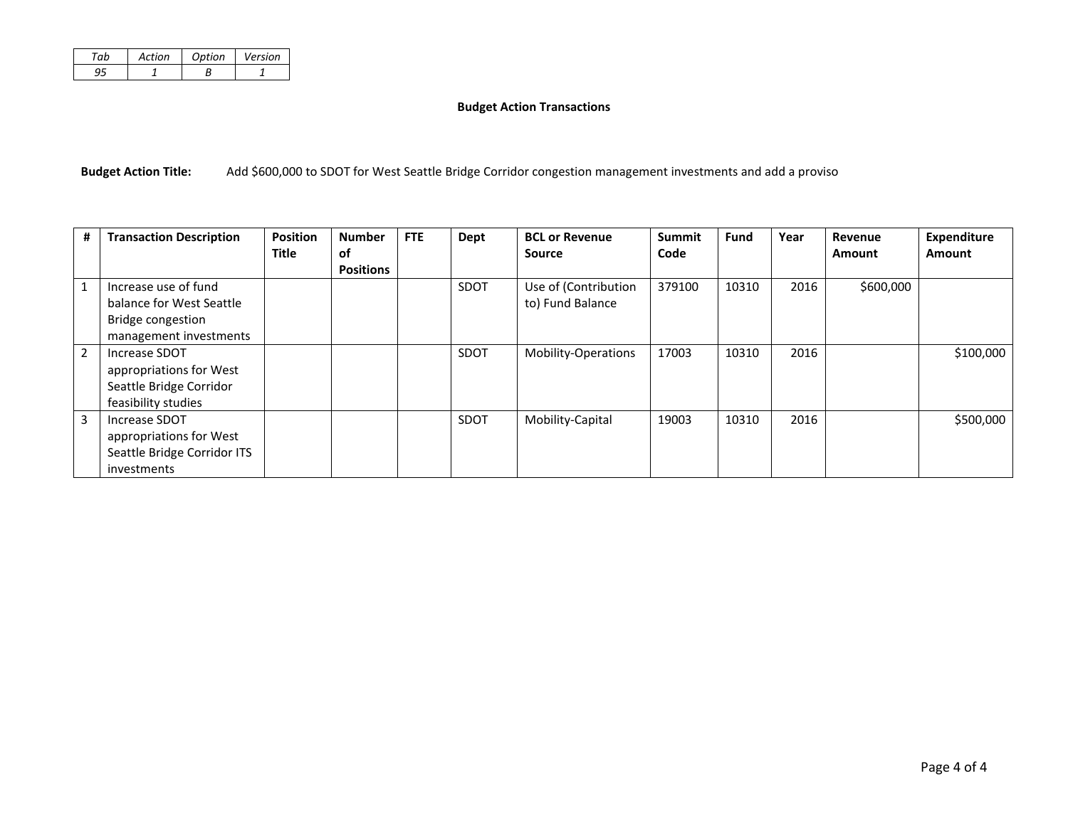| Tab | Action | Option | Version |
|---|---|---|---|
| *95* | *1* | *B* | *1* |

**Budget Action Transactions**

**Budget Action Title:** Add $600,000 to SDOT for West Seattle Bridge Corridor congestion management investments and add a proviso

| # | Transaction Description | Position Title | Number of Positions | FTE | Dept | BCL or Revenue Source | Summit Code | Fund | Year | Revenue Amount | Expenditure Amount |
|---|---|---|---|---|---|---|---|---|---|---|---|
| 1 | Increase use of fund balance for West Seattle Bridge congestion management investments | | | | SDOT | Use of (Contribution to) Fund Balance | 379100 | 10310 | 2016 | $600,000 | |
| 2 | Increase SDOT appropriations for West Seattle Bridge Corridor feasibility studies | | | | SDOT | Mobility-Operations | 17003 | 10310 | 2016 | | $100,000 |
| 3 | Increase SDOT appropriations for West Seattle Bridge Corridor ITS investments | | | | SDOT | Mobility-Capital | 19003 | 10310 | 2016 | | $500,000 |